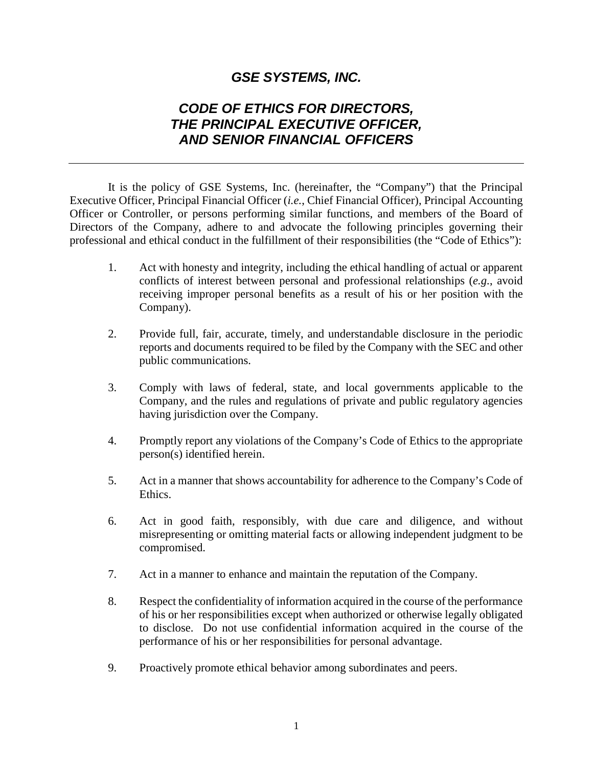# *GSE SYSTEMS, INC.*

## *CODE OF ETHICS FOR DIRECTORS, THE PRINCIPAL EXECUTIVE OFFICER, AND SENIOR FINANCIAL OFFICERS*

---

It is the policy of GSE Systems, Inc. (hereinafter, the "Company") that the Principal Executive Officer, Principal Financial Officer (*i.e.*, Chief Financial Officer), Principal Accounting Officer or Controller, or persons performing similar functions, and members of the Board of Directors of the Company, adhere to and advocate the following principles governing their professional and ethical conduct in the fulfillment of their responsibilities (the "Code of Ethics"):

1. Act with honesty and integrity, including the ethical handling of actual or apparent conflicts of interest between personal and professional relationships (*e.g.*, avoid receiving improper personal benefits as a result of his or her position with the Company).

2. Provide full, fair, accurate, timely, and understandable disclosure in the periodic reports and documents required to be filed by the Company with the SEC and other public communications.

3. Comply with laws of federal, state, and local governments applicable to the Company, and the rules and regulations of private and public regulatory agencies having jurisdiction over the Company.

4. Promptly report any violations of the Company's Code of Ethics to the appropriate person(s) identified herein.

5. Act in a manner that shows accountability for adherence to the Company's Code of Ethics.

6. Act in good faith, responsibly, with due care and diligence, and without misrepresenting or omitting material facts or allowing independent judgment to be compromised.

7. Act in a manner to enhance and maintain the reputation of the Company.

8. Respect the confidentiality of information acquired in the course of the performance of his or her responsibilities except when authorized or otherwise legally obligated to disclose. Do not use confidential information acquired in the course of the performance of his or her responsibilities for personal advantage.

9. Proactively promote ethical behavior among subordinates and peers.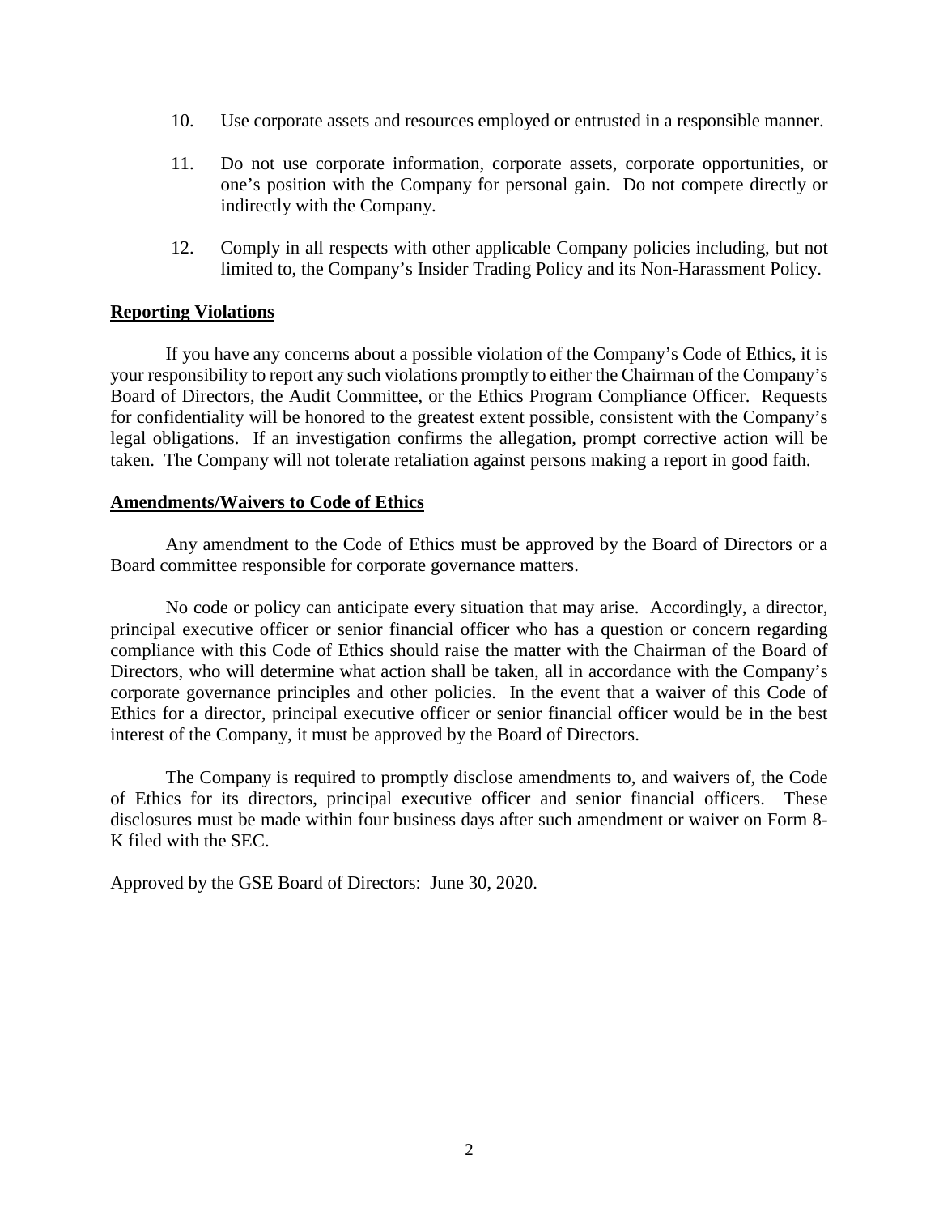10. Use corporate assets and resources employed or entrusted in a responsible manner.

11. Do not use corporate information, corporate assets, corporate opportunities, or one's position with the Company for personal gain. Do not compete directly or indirectly with the Company.

12. Comply in all respects with other applicable Company policies including, but not limited to, the Company's Insider Trading Policy and its Non-Harassment Policy.

**Reporting Violations**

If you have any concerns about a possible violation of the Company's Code of Ethics, it is your responsibility to report any such violations promptly to either the Chairman of the Company's Board of Directors, the Audit Committee, or the Ethics Program Compliance Officer. Requests for confidentiality will be honored to the greatest extent possible, consistent with the Company's legal obligations. If an investigation confirms the allegation, prompt corrective action will be taken. The Company will not tolerate retaliation against persons making a report in good faith.

**Amendments/Waivers to Code of Ethics**

Any amendment to the Code of Ethics must be approved by the Board of Directors or a Board committee responsible for corporate governance matters.

No code or policy can anticipate every situation that may arise. Accordingly, a director, principal executive officer or senior financial officer who has a question or concern regarding compliance with this Code of Ethics should raise the matter with the Chairman of the Board of Directors, who will determine what action shall be taken, all in accordance with the Company's corporate governance principles and other policies. In the event that a waiver of this Code of Ethics for a director, principal executive officer or senior financial officer would be in the best interest of the Company, it must be approved by the Board of Directors.

The Company is required to promptly disclose amendments to, and waivers of, the Code of Ethics for its directors, principal executive officer and senior financial officers. These disclosures must be made within four business days after such amendment or waiver on Form 8-K filed with the SEC.

Approved by the GSE Board of Directors: June 30, 2020.